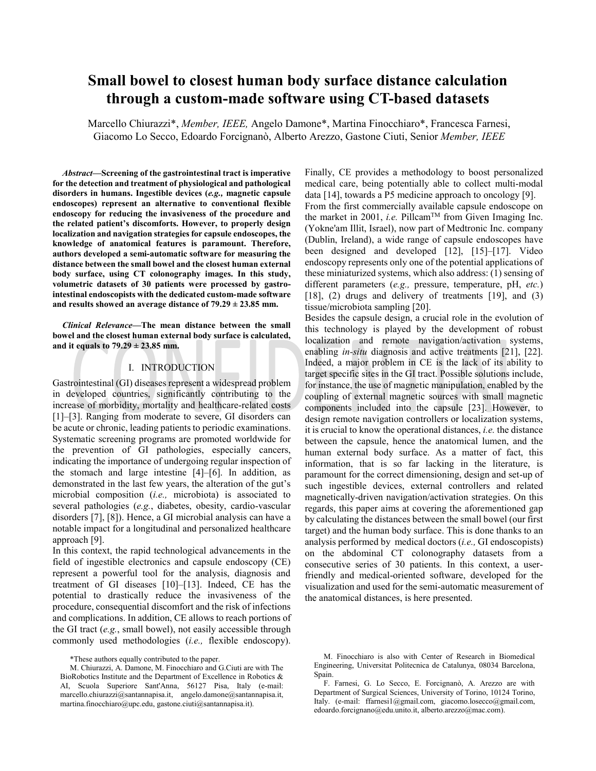# Small bowel to closest human body surface distance calculation through a custom-made software using CT-based datasets

Marcello Chiurazzi\*, *Member, IEEE,* Angelo Damone\*, Martina Finocchiaro\*, Francesca Farnesi, Giacomo Lo Secco, Edoardo Forcignanò, Alberto Arezzo, Gastone Ciuti, Senior *Member, IEEE*

***Abstract*—Screening of the gastrointestinal tract is imperative for the detection and treatment of physiological and pathological disorders in humans. Ingestible devices (*e.g.,* magnetic capsule endoscopes) represent an alternative to conventional flexible endoscopy for reducing the invasiveness of the procedure and the related patient's discomforts. However, to properly design localization and navigation strategies for capsule endoscopes, the knowledge of anatomical features is paramount. Therefore, authors developed a semi-automatic software for measuring the distance between the small bowel and the closest human external body surface, using CT colonography images. In this study, volumetric datasets of 30 patients were processed by gastro-intestinal endoscopists with the dedicated custom-made software and results showed an average distance of 79.29 ± 23.85 mm.**

***Clinical Relevance*—The mean distance between the small bowel and the closest human external body surface is calculated, and it equals to 79.29 ± 23.85 mm.**

## I. INTRODUCTION

Gastrointestinal (GI) diseases represent a widespread problem in developed countries, significantly contributing to the increase of morbidity, mortality and healthcare-related costs [1]–[3]. Ranging from moderate to severe, GI disorders can be acute or chronic, leading patients to periodic examinations. Systematic screening programs are promoted worldwide for the prevention of GI pathologies, especially cancers, indicating the importance of undergoing regular inspection of the stomach and large intestine [4]–[6]. In addition, as demonstrated in the last few years, the alteration of the gut's microbial composition (*i.e.,* microbiota) is associated to several pathologies (*e.g.,* diabetes, obesity, cardio-vascular disorders [7], [8]). Hence, a GI microbial analysis can have a notable impact for a longitudinal and personalized healthcare approach [9].

In this context, the rapid technological advancements in the field of ingestible electronics and capsule endoscopy (CE) represent a powerful tool for the analysis, diagnosis and treatment of GI diseases [10]–[13]. Indeed, CE has the potential to drastically reduce the invasiveness of the procedure, consequential discomfort and the risk of infections and complications. In addition, CE allows to reach portions of the GI tract (*e.g.*, small bowel), not easily accessible through commonly used methodologies (*i.e.,* flexible endoscopy). Finally, CE provides a methodology to boost personalized medical care, being potentially able to collect multi-modal data [14], towards a P5 medicine approach to oncology [9].

From the first commercially available capsule endoscope on the market in 2001, *i.e.* Pillcam™ from Given Imaging Inc. (Yokne'am Illit, Israel), now part of Medtronic Inc. company (Dublin, Ireland), a wide range of capsule endoscopes have been designed and developed [12], [15]–[17]. Video endoscopy represents only one of the potential applications of these miniaturized systems, which also address: (1) sensing of different parameters (*e.g.,* pressure, temperature, pH, *etc.*) [18], (2) drugs and delivery of treatments [19], and (3) tissue/microbiota sampling [20].

Besides the capsule sensing, a crucial role in the evolution of this technology is played by the development of robust localization and remote navigation/activation systems, enabling *in-situ* diagnosis and active treatments [21], [22]. Indeed, a major problem in CE is the lack of its ability to target specific sites in the GI tract. Possible solutions include, for instance, the use of magnetic manipulation, enabled by the coupling of external magnetic sources with small magnetic components included into the capsule [23]. However, to design remote navigation controllers or localization systems, it is crucial to know the operational distances, *i.e.* the distance between the capsule, hence the anatomical lumen, and the human external body surface. As a matter of fact, this information, that is so far lacking in the literature, is paramount for the correct dimensioning, design and set-up of such ingestible devices, external controllers and related magnetically-driven navigation/activation strategies. On this regards, this paper aims at covering the aforementioned gap by calculating the distances between the small bowel (our first target) and the human body surface. This is done thanks to an analysis performed by medical doctors (*i.e.,* GI endoscopists) on the abdominal CT colonography datasets from a consecutive series of 30 patients. In this context, a user-friendly and medical-oriented software, developed for the visualization and used for the semi-automatic measurement of the anatomical distances, is here presented.

\*These authors equally contributed to the paper.

M. Chiurazzi, A. Damone, M. Finocchiaro and G.Ciuti are with The BioRobotics Institute and the Department of Excellence in Robotics & AI, Scuola Superiore Sant'Anna, 56127 Pisa, Italy (e-mail: marcello.chiurazzi@santannapisa.it, angelo.damone@santannapisa.it, martina.finocchiaro@upc.edu, gastone.ciuti@santannapisa.it).

M. Finocchiaro is also with Center of Research in Biomedical Engineering, Universitat Politecnica de Catalunya, 08034 Barcelona, Spain.

F. Farnesi, G. Lo Secco, E. Forcignanò, A. Arezzo are with Department of Surgical Sciences, University of Torino, 10124 Torino, Italy. (e-mail: ffarnesi1@gmail.com, giacomo.losecco@gmail.com, edoardo.forcignano@edu.unito.it, alberto.arezzo@mac.com).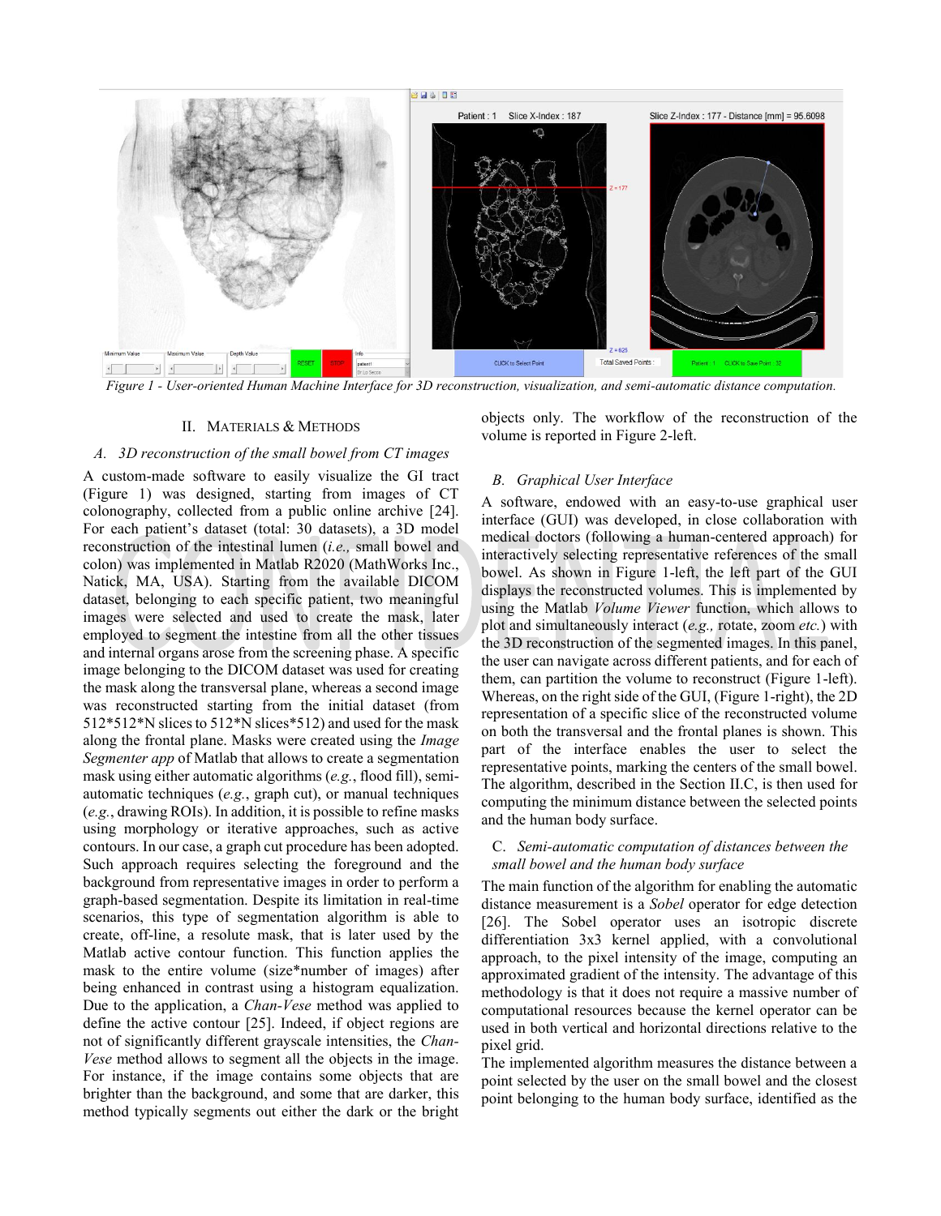*Figure 1 - User-oriented Human Machine Interface for 3D reconstruction, visualization, and semi-automatic distance computation.*

## II. Materials & Methods

### A. 3D reconstruction of the small bowel from CT images

A custom-made software to easily visualize the GI tract (Figure 1) was designed, starting from images of CT colonography, collected from a public online archive [24]. For each patient's dataset (total: 30 datasets), a 3D model reconstruction of the intestinal lumen (*i.e.,* small bowel and colon) was implemented in Matlab R2020 (MathWorks Inc., Natick, MA, USA). Starting from the available DICOM dataset, belonging to each specific patient, two meaningful images were selected and used to create the mask, later employed to segment the intestine from all the other tissues and internal organs arose from the screening phase. A specific image belonging to the DICOM dataset was used for creating the mask along the transversal plane, whereas a second image was reconstructed starting from the initial dataset (from 512\*512\*N slices to 512\*N slices\*512) and used for the mask along the frontal plane. Masks were created using the *Image Segmenter app* of Matlab that allows to create a segmentation mask using either automatic algorithms (*e.g.*, flood fill), semi-automatic techniques (*e.g.*, graph cut), or manual techniques (*e.g.*, drawing ROIs). In addition, it is possible to refine masks using morphology or iterative approaches, such as active contours. In our case, a graph cut procedure has been adopted. Such approach requires selecting the foreground and the background from representative images in order to perform a graph-based segmentation. Despite its limitation in real-time scenarios, this type of segmentation algorithm is able to create, off-line, a resolute mask, that is later used by the Matlab active contour function. This function applies the mask to the entire volume (size\*number of images) after being enhanced in contrast using a histogram equalization. Due to the application, a *Chan-Vese* method was applied to define the active contour [25]. Indeed, if object regions are not of significantly different grayscale intensities, the *Chan-Vese* method allows to segment all the objects in the image. For instance, if the image contains some objects that are brighter than the background, and some that are darker, this method typically segments out either the dark or the bright objects only. The workflow of the reconstruction of the volume is reported in Figure 2-left.

### B. Graphical User Interface

A software, endowed with an easy-to-use graphical user interface (GUI) was developed, in close collaboration with medical doctors (following a human-centered approach) for interactively selecting representative references of the small bowel. As shown in Figure 1-left, the left part of the GUI displays the reconstructed volumes. This is implemented by using the Matlab *Volume Viewer* function, which allows to plot and simultaneously interact (*e.g.,* rotate, zoom *etc.*) with the 3D reconstruction of the segmented images. In this panel, the user can navigate across different patients, and for each of them, can partition the volume to reconstruct (Figure 1-left). Whereas, on the right side of the GUI, (Figure 1-right), the 2D representation of a specific slice of the reconstructed volume on both the transversal and the frontal planes is shown. This part of the interface enables the user to select the representative points, marking the centers of the small bowel. The algorithm, described in the Section II.C, is then used for computing the minimum distance between the selected points and the human body surface.

### C. Semi-automatic computation of distances between the small bowel and the human body surface

The main function of the algorithm for enabling the automatic distance measurement is a *Sobel* operator for edge detection [26]. The Sobel operator uses an isotropic discrete differentiation 3x3 kernel applied, with a convolutional approach, to the pixel intensity of the image, computing an approximated gradient of the intensity. The advantage of this methodology is that it does not require a massive number of computational resources because the kernel operator can be used in both vertical and horizontal directions relative to the pixel grid.

The implemented algorithm measures the distance between a point selected by the user on the small bowel and the closest point belonging to the human body surface, identified as the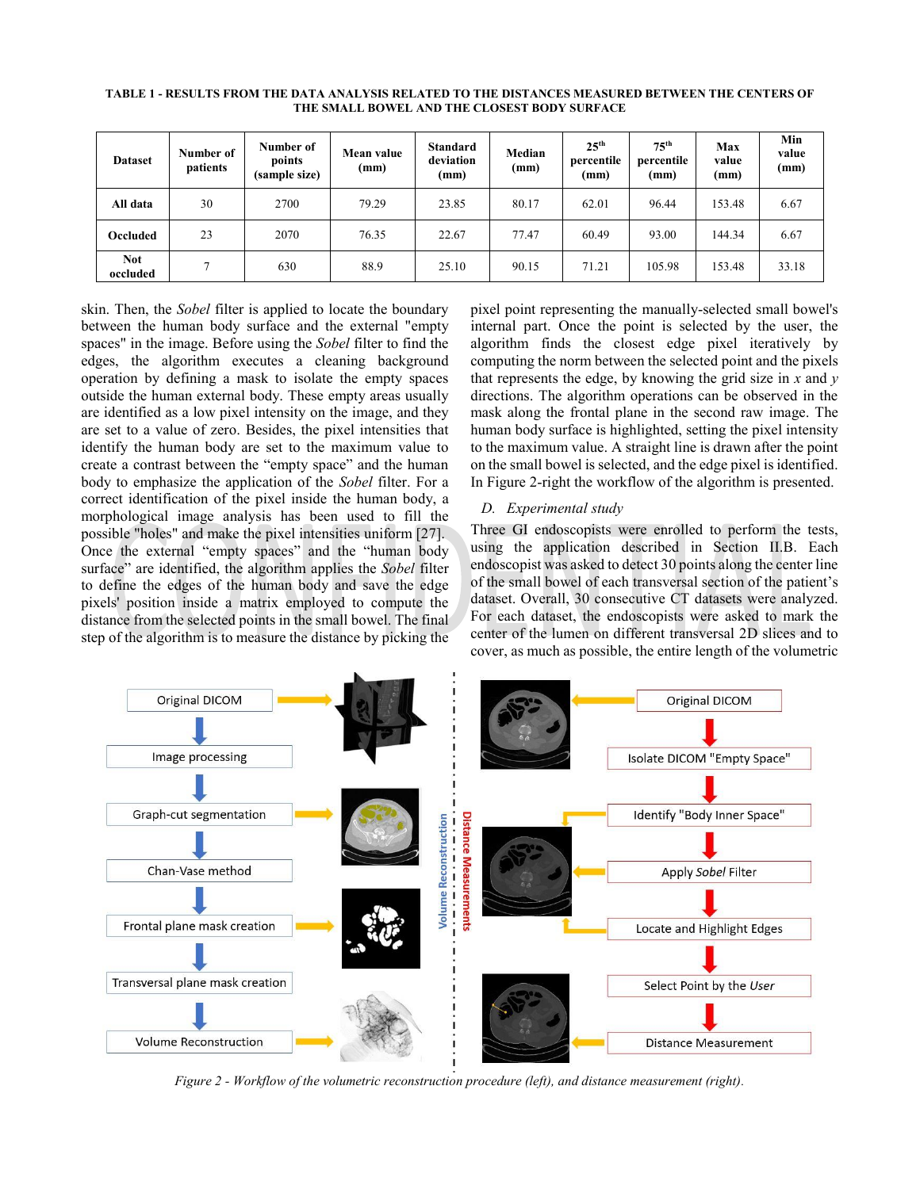**TABLE 1 - RESULTS FROM THE DATA ANALYSIS RELATED TO THE DISTANCES MEASURED BETWEEN THE CENTERS OF THE SMALL BOWEL AND THE CLOSEST BODY SURFACE**

| Dataset | Number of patients | Number of points (sample size) | Mean value (mm) | Standard deviation (mm) | Median (mm) | 25th percentile (mm) | 75th percentile (mm) | Max value (mm) | Min value (mm) |
|---|---|---|---|---|---|---|---|---|---|
| All data | 30 | 2700 | 79.29 | 23.85 | 80.17 | 62.01 | 96.44 | 153.48 | 6.67 |
| Occluded | 23 | 2070 | 76.35 | 22.67 | 77.47 | 60.49 | 93.00 | 144.34 | 6.67 |
| Not occluded | 7 | 630 | 88.9 | 25.10 | 90.15 | 71.21 | 105.98 | 153.48 | 33.18 |

skin. Then, the *Sobel* filter is applied to locate the boundary between the human body surface and the external "empty spaces" in the image. Before using the *Sobel* filter to find the edges, the algorithm executes a cleaning background operation by defining a mask to isolate the empty spaces outside the human external body. These empty areas usually are identified as a low pixel intensity on the image, and they are set to a value of zero. Besides, the pixel intensities that identify the human body are set to the maximum value to create a contrast between the "empty space" and the human body to emphasize the application of the *Sobel* filter. For a correct identification of the pixel inside the human body, a morphological image analysis has been used to fill the possible "holes" and make the pixel intensities uniform [27]. Once the external "empty spaces" and the "human body surface" are identified, the algorithm applies the *Sobel* filter to define the edges of the human body and save the edge pixels' position inside a matrix employed to compute the distance from the selected points in the small bowel. The final step of the algorithm is to measure the distance by picking the pixel point representing the manually-selected small bowel's internal part. Once the point is selected by the user, the algorithm finds the closest edge pixel iteratively by computing the norm between the selected point and the pixels that represents the edge, by knowing the grid size in $x$ and $y$ directions. The algorithm operations can be observed in the mask along the frontal plane in the second raw image. The human body surface is highlighted, setting the pixel intensity to the maximum value. A straight line is drawn after the point on the small bowel is selected, and the edge pixel is identified. In Figure 2-right the workflow of the algorithm is presented.

### D. *Experimental study*

Three GI endoscopists were enrolled to perform the tests, using the application described in Section II.B. Each endoscopist was asked to detect 30 points along the center line of the small bowel of each transversal section of the patient's dataset. Overall, 30 consecutive CT datasets were analyzed. For each dataset, the endoscopists were asked to mark the center of the lumen on different transversal 2D slices and to cover, as much as possible, the entire length of the volumetric

*Figure 2 - Workflow of the volumetric reconstruction procedure (left), and distance measurement (right).*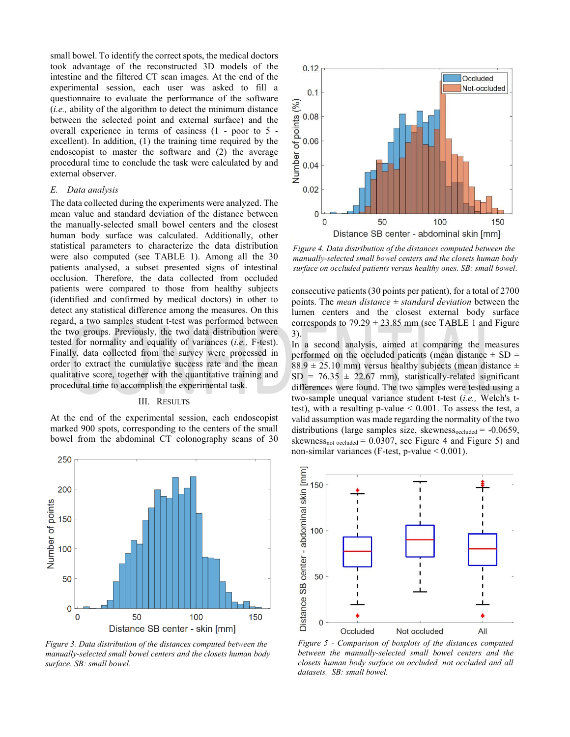small bowel. To identify the correct spots, the medical doctors took advantage of the reconstructed 3D models of the intestine and the filtered CT scan images. At the end of the experimental session, each user was asked to fill a questionnaire to evaluate the performance of the software (*i.e.,* ability of the algorithm to detect the minimum distance between the selected point and external surface) and the overall experience in terms of easiness (1 - poor to 5 - excellent). In addition, (1) the training time required by the endoscopist to master the software and (2) the average procedural time to conclude the task were calculated by and external observer.

### *E. Data analysis*

The data collected during the experiments were analyzed. The mean value and standard deviation of the distance between the manually-selected small bowel centers and the closest human body surface were calculated. Additionally, other statistical parameters to characterize the data distribution were also computed (see TABLE 1). Among all the 30 patients analysed, a subset presented signs of intestinal occlusion. Therefore, the data collected from occluded patients were compared to those from healthy subjects (identified and confirmed by medical doctors) in other to detect any statistical difference among the measures. On this regard, a two samples student t-test was performed between the two groups. Previously, the two data distribution were tested for normality and equality of variances (*i.e.,* F-test). Finally, data collected from the survey were processed in order to extract the cumulative success rate and the mean qualitative score, together with the quantitative training and procedural time to accomplish the experimental task.

## III. Results

At the end of the experimental session, each endoscopist marked 900 spots, corresponding to the centers of the small bowel from the abdominal CT colonography scans of 30 consecutive patients (30 points per patient), for a total of 2700 points. The *mean distance ± standard deviation* between the lumen centers and the closest external body surface corresponds to 79.29 ± 23.85 mm (see TABLE 1 and Figure 3).

*Figure 3. Data distribution of the distances computed between the manually-selected small bowel centers and the closets human body surface. SB: small bowel.*

*Figure 4. Data distribution of the distances computed between the manually-selected small bowel centers and the closets human body surface on occluded patients versus healthy ones. SB: small bowel.*

In a second analysis, aimed at comparing the measures performed on the occluded patients (mean distance ± SD = 88.9 ± 25.10 mm) versus healthy subjects (mean distance ± SD = 76.35 ± 22.67 mm), statistically-related significant differences were found. The two samples were tested using a two-sample unequal variance student t-test (*i.e.,* Welch's t-test), with a resulting p-value < 0.001. To assess the test, a valid assumption was made regarding the normality of the two distributions (large samples size, $skewness_{occluded} = -0.0659$, $skewness_{not\ occluded} = 0.0307$, see Figure 4 and Figure 5) and non-similar variances (F-test, p-value < 0.001).

*Figure 5 - Comparison of boxplots of the distances computed between the manually-selected small bowel centers and the closets human body surface on occluded, not occluded and all datasets. SB: small bowel.*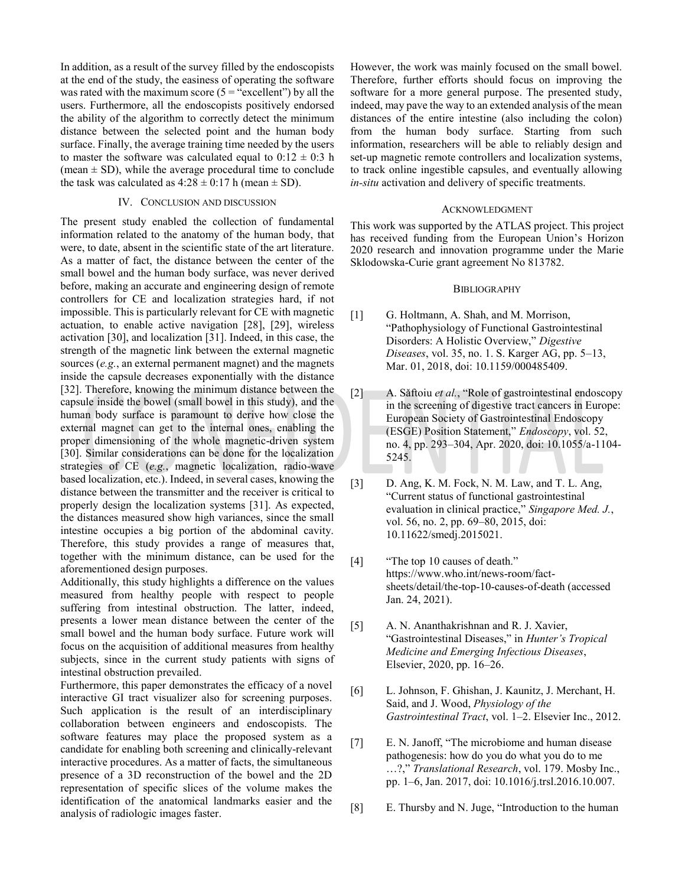In addition, as a result of the survey filled by the endoscopists at the end of the study, the easiness of operating the software was rated with the maximum score (5 = "excellent") by all the users. Furthermore, all the endoscopists positively endorsed the ability of the algorithm to correctly detect the minimum distance between the selected point and the human body surface. Finally, the average training time needed by the users to master the software was calculated equal to 0:12 ± 0:3 h (mean ± SD), while the average procedural time to conclude the task was calculated as 4:28 ± 0:17 h (mean ± SD).

## IV. Conclusion and discussion

The present study enabled the collection of fundamental information related to the anatomy of the human body, that were, to date, absent in the scientific state of the art literature. As a matter of fact, the distance between the center of the small bowel and the human body surface, was never derived before, making an accurate and engineering design of remote controllers for CE and localization strategies hard, if not impossible. This is particularly relevant for CE with magnetic actuation, to enable active navigation [28], [29], wireless activation [30], and localization [31]. Indeed, in this case, the strength of the magnetic link between the external magnetic sources (*e.g.*, an external permanent magnet) and the magnets inside the capsule decreases exponentially with the distance [32]. Therefore, knowing the minimum distance between the capsule inside the bowel (small bowel in this study), and the human body surface is paramount to derive how close the external magnet can get to the internal ones, enabling the proper dimensioning of the whole magnetic-driven system [30]. Similar considerations can be done for the localization strategies of CE (*e.g.*, magnetic localization, radio-wave based localization, etc.). Indeed, in several cases, knowing the distance between the transmitter and the receiver is critical to properly design the localization systems [31]. As expected, the distances measured show high variances, since the small intestine occupies a big portion of the abdominal cavity. Therefore, this study provides a range of measures that, together with the minimum distance, can be used for the aforementioned design purposes.

Additionally, this study highlights a difference on the values measured from healthy people with respect to people suffering from intestinal obstruction. The latter, indeed, presents a lower mean distance between the center of the small bowel and the human body surface. Future work will focus on the acquisition of additional measures from healthy subjects, since in the current study patients with signs of intestinal obstruction prevailed.

Furthermore, this paper demonstrates the efficacy of a novel interactive GI tract visualizer also for screening purposes. Such application is the result of an interdisciplinary collaboration between engineers and endoscopists. The software features may place the proposed system as a candidate for enabling both screening and clinically-relevant interactive procedures. As a matter of facts, the simultaneous presence of a 3D reconstruction of the bowel and the 2D representation of specific slices of the volume makes the identification of the anatomical landmarks easier and the analysis of radiologic images faster.

However, the work was mainly focused on the small bowel. Therefore, further efforts should focus on improving the software for a more general purpose. The presented study, indeed, may pave the way to an extended analysis of the mean distances of the entire intestine (also including the colon) from the human body surface. Starting from such information, researchers will be able to reliably design and set-up magnetic remote controllers and localization systems, to track online ingestible capsules, and eventually allowing *in-situ* activation and delivery of specific treatments.

## Acknowledgment

This work was supported by the ATLAS project. This project has received funding from the European Union's Horizon 2020 research and innovation programme under the Marie Sklodowska-Curie grant agreement No 813782.

## Bibliography

[1] G. Holtmann, A. Shah, and M. Morrison, "Pathophysiology of Functional Gastrointestinal Disorders: A Holistic Overview," *Digestive Diseases*, vol. 35, no. 1. S. Karger AG, pp. 5–13, Mar. 01, 2018, doi: 10.1159/000485409.

[2] A. Săftoiu *et al.*, "Role of gastrointestinal endoscopy in the screening of digestive tract cancers in Europe: European Society of Gastrointestinal Endoscopy (ESGE) Position Statement," *Endoscopy*, vol. 52, no. 4, pp. 293–304, Apr. 2020, doi: 10.1055/a-1104-5245.

[3] D. Ang, K. M. Fock, N. M. Law, and T. L. Ang, "Current status of functional gastrointestinal evaluation in clinical practice," *Singapore Med. J.*, vol. 56, no. 2, pp. 69–80, 2015, doi: 10.11622/smedj.2015021.

[4] "The top 10 causes of death." https://www.who.int/news-room/fact-sheets/detail/the-top-10-causes-of-death (accessed Jan. 24, 2021).

[5] A. N. Ananthakrishnan and R. J. Xavier, "Gastrointestinal Diseases," in *Hunter's Tropical Medicine and Emerging Infectious Diseases*, Elsevier, 2020, pp. 16–26.

[6] L. Johnson, F. Ghishan, J. Kaunitz, J. Merchant, H. Said, and J. Wood, *Physiology of the Gastrointestinal Tract*, vol. 1–2. Elsevier Inc., 2012.

[7] E. N. Janoff, "The microbiome and human disease pathogenesis: how do you do what you do to me …?," *Translational Research*, vol. 179. Mosby Inc., pp. 1–6, Jan. 2017, doi: 10.1016/j.trsl.2016.10.007.

[8] E. Thursby and N. Juge, "Introduction to the human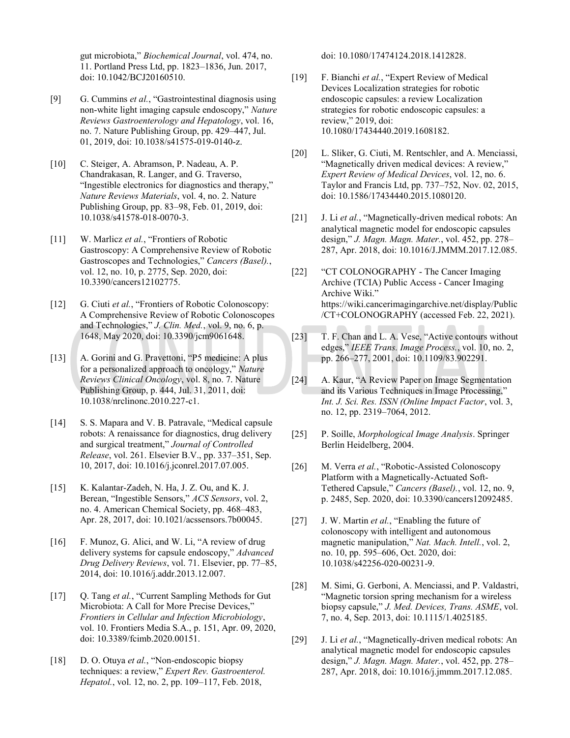gut microbiota," *Biochemical Journal*, vol. 474, no. 11. Portland Press Ltd, pp. 1823–1836, Jun. 2017, doi: 10.1042/BCJ20160510.

[9] G. Cummins *et al.*, "Gastrointestinal diagnosis using non-white light imaging capsule endoscopy," *Nature Reviews Gastroenterology and Hepatology*, vol. 16, no. 7. Nature Publishing Group, pp. 429–447, Jul. 01, 2019, doi: 10.1038/s41575-019-0140-z.

[10] C. Steiger, A. Abramson, P. Nadeau, A. P. Chandrakasan, R. Langer, and G. Traverso, "Ingestible electronics for diagnostics and therapy," *Nature Reviews Materials*, vol. 4, no. 2. Nature Publishing Group, pp. 83–98, Feb. 01, 2019, doi: 10.1038/s41578-018-0070-3.

[11] W. Marlicz *et al.*, "Frontiers of Robotic Gastroscopy: A Comprehensive Review of Robotic Gastroscopes and Technologies," *Cancers (Basel).*, vol. 12, no. 10, p. 2775, Sep. 2020, doi: 10.3390/cancers12102775.

[12] G. Ciuti *et al.*, "Frontiers of Robotic Colonoscopy: A Comprehensive Review of Robotic Colonoscopes and Technologies," *J. Clin. Med.*, vol. 9, no. 6, p. 1648, May 2020, doi: 10.3390/jcm9061648.

[13] A. Gorini and G. Pravettoni, "P5 medicine: A plus for a personalized approach to oncology," *Nature Reviews Clinical Oncology*, vol. 8, no. 7. Nature Publishing Group, p. 444, Jul. 31, 2011, doi: 10.1038/nrclinonc.2010.227-c1.

[14] S. S. Mapara and V. B. Patravale, "Medical capsule robots: A renaissance for diagnostics, drug delivery and surgical treatment," *Journal of Controlled Release*, vol. 261. Elsevier B.V., pp. 337–351, Sep. 10, 2017, doi: 10.1016/j.jconrel.2017.07.005.

[15] K. Kalantar-Zadeh, N. Ha, J. Z. Ou, and K. J. Berean, "Ingestible Sensors," *ACS Sensors*, vol. 2, no. 4. American Chemical Society, pp. 468–483, Apr. 28, 2017, doi: 10.1021/acssensors.7b00045.

[16] F. Munoz, G. Alici, and W. Li, "A review of drug delivery systems for capsule endoscopy," *Advanced Drug Delivery Reviews*, vol. 71. Elsevier, pp. 77–85, 2014, doi: 10.1016/j.addr.2013.12.007.

[17] Q. Tang *et al.*, "Current Sampling Methods for Gut Microbiota: A Call for More Precise Devices," *Frontiers in Cellular and Infection Microbiology*, vol. 10. Frontiers Media S.A., p. 151, Apr. 09, 2020, doi: 10.3389/fcimb.2020.00151.

[18] D. O. Otuya *et al.*, "Non-endoscopic biopsy techniques: a review," *Expert Rev. Gastroenterol. Hepatol.*, vol. 12, no. 2, pp. 109–117, Feb. 2018, doi: 10.1080/17474124.2018.1412828.

[19] F. Bianchi *et al.*, "Expert Review of Medical Devices Localization strategies for robotic endoscopic capsules: a review Localization strategies for robotic endoscopic capsules: a review," 2019, doi: 10.1080/17434440.2019.1608182.

[20] L. Sliker, G. Ciuti, M. Rentschler, and A. Menciassi, "Magnetically driven medical devices: A review," *Expert Review of Medical Devices*, vol. 12, no. 6. Taylor and Francis Ltd, pp. 737–752, Nov. 02, 2015, doi: 10.1586/17434440.2015.1080120.

[21] J. Li *et al.*, "Magnetically-driven medical robots: An analytical magnetic model for endoscopic capsules design," *J. Magn. Magn. Mater.*, vol. 452, pp. 278–287, Apr. 2018, doi: 10.1016/J.JMMM.2017.12.085.

[22] "CT COLONOGRAPHY - The Cancer Imaging Archive (TCIA) Public Access - Cancer Imaging Archive Wiki." https://wiki.cancerimagingarchive.net/display/Public/CT+COLONOGRAPHY (accessed Feb. 22, 2021).

[23] T. F. Chan and L. A. Vese, "Active contours without edges," *IEEE Trans. Image Process.*, vol. 10, no. 2, pp. 266–277, 2001, doi: 10.1109/83.902291.

[24] A. Kaur, "A Review Paper on Image Segmentation and its Various Techniques in Image Processing," *Int. J. Sci. Res. ISSN (Online Impact Factor*, vol. 3, no. 12, pp. 2319–7064, 2012.

[25] P. Soille, *Morphological Image Analysis*. Springer Berlin Heidelberg, 2004.

[26] M. Verra *et al.*, "Robotic-Assisted Colonoscopy Platform with a Magnetically-Actuated Soft-Tethered Capsule," *Cancers (Basel).*, vol. 12, no. 9, p. 2485, Sep. 2020, doi: 10.3390/cancers12092485.

[27] J. W. Martin *et al.*, "Enabling the future of colonoscopy with intelligent and autonomous magnetic manipulation," *Nat. Mach. Intell.*, vol. 2, no. 10, pp. 595–606, Oct. 2020, doi: 10.1038/s42256-020-00231-9.

[28] M. Simi, G. Gerboni, A. Menciassi, and P. Valdastri, "Magnetic torsion spring mechanism for a wireless biopsy capsule," *J. Med. Devices, Trans. ASME*, vol. 7, no. 4, Sep. 2013, doi: 10.1115/1.4025185.

[29] J. Li *et al.*, "Magnetically-driven medical robots: An analytical magnetic model for endoscopic capsules design," *J. Magn. Magn. Mater.*, vol. 452, pp. 278–287, Apr. 2018, doi: 10.1016/j.jmmm.2017.12.085.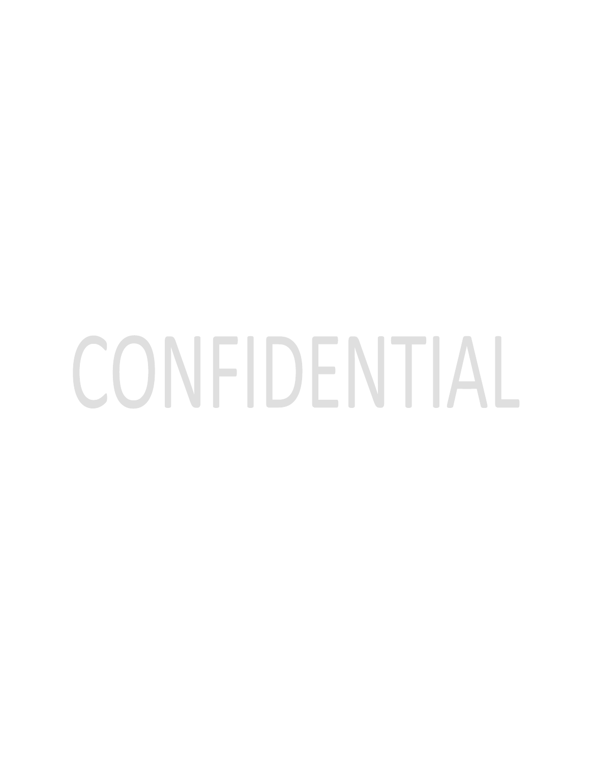CONFIDENTIAL